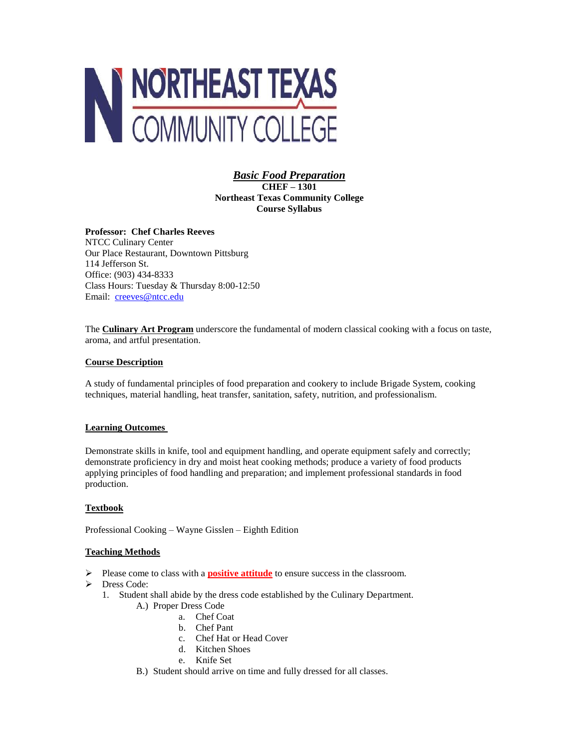NORTHEAST TEXAS COMMUNITY COLLEGE

# ***Basic Food Preparation***

**CHEF – 1301**
**Northeast Texas Community College**
**Course Syllabus**

**Professor: Chef Charles Reeves**
NTCC Culinary Center
Our Place Restaurant, Downtown Pittsburg
114 Jefferson St.
Office: (903) 434-8333
Class Hours: Tuesday & Thursday 8:00-12:50
Email: creeves@ntcc.edu

The **Culinary Art Program** underscore the fundamental of modern classical cooking with a focus on taste, aroma, and artful presentation.

## Course Description

A study of fundamental principles of food preparation and cookery to include Brigade System, cooking techniques, material handling, heat transfer, sanitation, safety, nutrition, and professionalism.

## Learning Outcomes

Demonstrate skills in knife, tool and equipment handling, and operate equipment safely and correctly; demonstrate proficiency in dry and moist heat cooking methods; produce a variety of food products applying principles of food handling and preparation; and implement professional standards in food production.

## Textbook

Professional Cooking – Wayne Gisslen – Eighth Edition

## Teaching Methods

- Please come to class with a **positive attitude** to ensure success in the classroom.
- Dress Code:
  1. Student shall abide by the dress code established by the Culinary Department.
     - A.) Proper Dress Code
       - a. Chef Coat
       - b. Chef Pant
       - c. Chef Hat or Head Cover
       - d. Kitchen Shoes
       - e. Knife Set
     - B.) Student should arrive on time and fully dressed for all classes.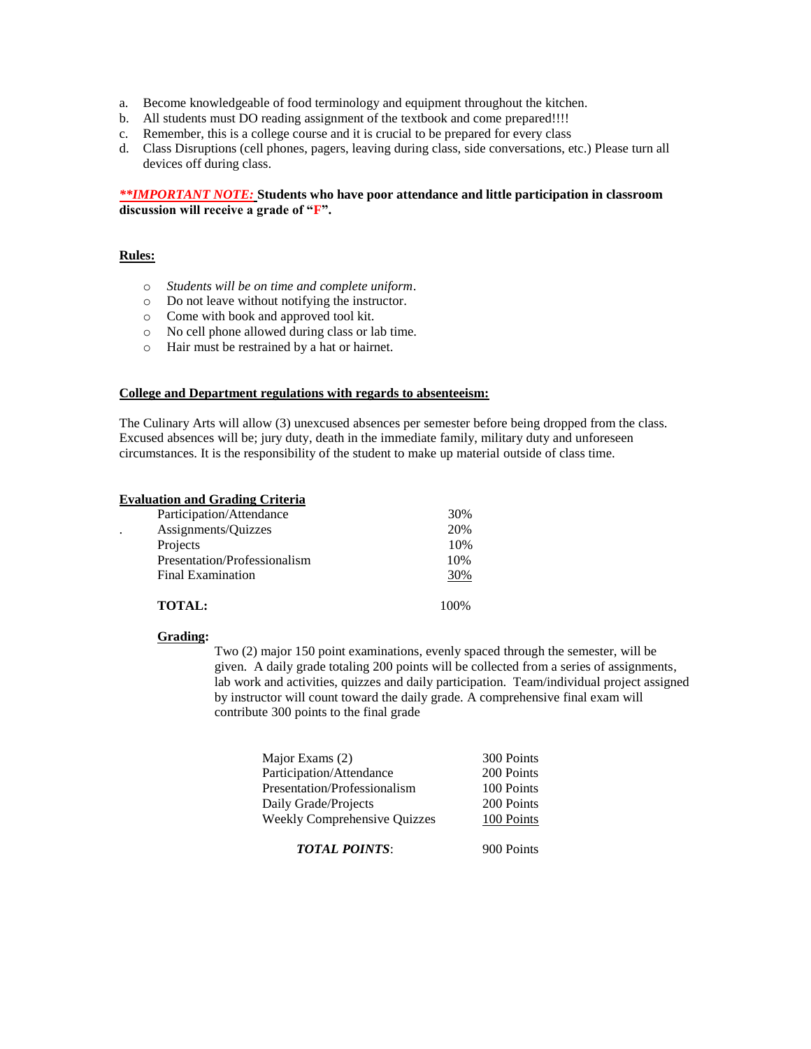a. Become knowledgeable of food terminology and equipment throughout the kitchen.
b. All students must DO reading assignment of the textbook and come prepared!!!!
c. Remember, this is a college course and it is crucial to be prepared for every class
d. Class Disruptions (cell phones, pagers, leaving during class, side conversations, etc.) Please turn all devices off during class.

***\*IMPORTANT NOTE:*** **Students who have poor attendance and little participation in classroom discussion will receive a grade of "F".**

**Rules:**

- *Students will be on time and complete uniform*.
- Do not leave without notifying the instructor.
- Come with book and approved tool kit.
- No cell phone allowed during class or lab time.
- Hair must be restrained by a hat or hairnet.

**College and Department regulations with regards to absenteeism:**

The Culinary Arts will allow (3) unexcused absences per semester before being dropped from the class. Excused absences will be; jury duty, death in the immediate family, military duty and unforeseen circumstances. It is the responsibility of the student to make up material outside of class time.

**Evaluation and Grading Criteria**

| Category | Percentage |
|---|---|
| Participation/Attendance | 30% |
| Assignments/Quizzes | 20% |
| Projects | 10% |
| Presentation/Professionalism | 10% |
| Final Examination | 30% |
| **TOTAL:** | 100% |

**Grading:**

Two (2) major 150 point examinations, evenly spaced through the semester, will be given. A daily grade totaling 200 points will be collected from a series of assignments, lab work and activities, quizzes and daily participation. Team/individual project assigned by instructor will count toward the daily grade. A comprehensive final exam will contribute 300 points to the final grade

| Category | Points |
|---|---|
| Major Exams (2) | 300 Points |
| Participation/Attendance | 200 Points |
| Presentation/Professionalism | 100 Points |
| Daily Grade/Projects | 200 Points |
| Weekly Comprehensive Quizzes | 100 Points |
| ***TOTAL POINTS***: | 900 Points |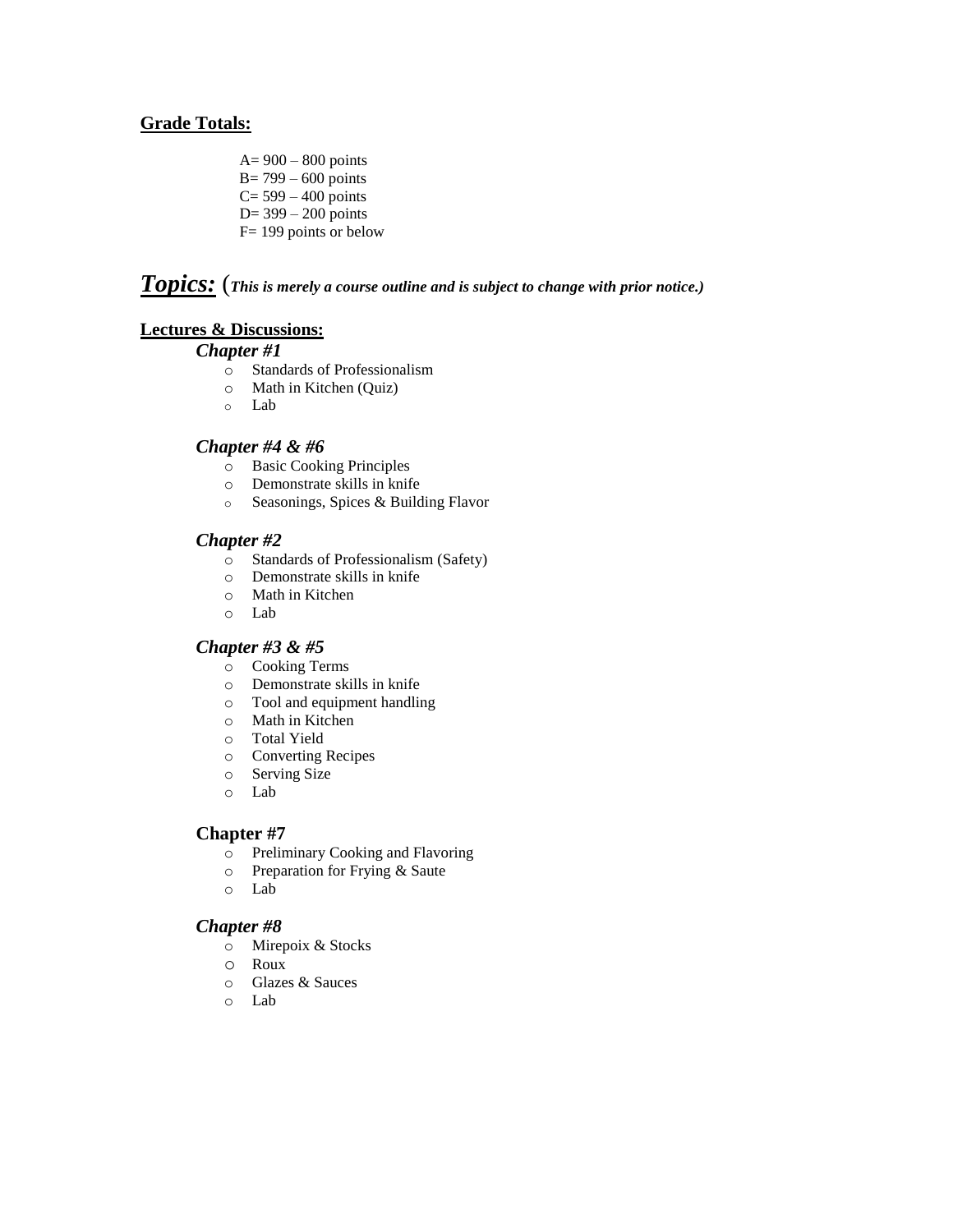**Grade Totals:**

A= 900 – 800 points
B= 799 – 600 points
C= 599 – 400 points
D= 399 – 200 points
F= 199 points or below

## ***Topics:*** (*This is merely a course outline and is subject to change with prior notice.)*

**Lectures & Discussions:**

***Chapter #1***

- Standards of Professionalism
- Math in Kitchen (Quiz)
- Lab

***Chapter #4 & #6***

- Basic Cooking Principles
- Demonstrate skills in knife
- Seasonings, Spices & Building Flavor

***Chapter #2***

- Standards of Professionalism (Safety)
- Demonstrate skills in knife
- Math in Kitchen
- Lab

***Chapter #3 & #5***

- Cooking Terms
- Demonstrate skills in knife
- Tool and equipment handling
- Math in Kitchen
- Total Yield
- Converting Recipes
- Serving Size
- Lab

**Chapter #7**

- Preliminary Cooking and Flavoring
- Preparation for Frying & Saute
- Lab

***Chapter #8***

- Mirepoix & Stocks
- Roux
- Glazes & Sauces
- Lab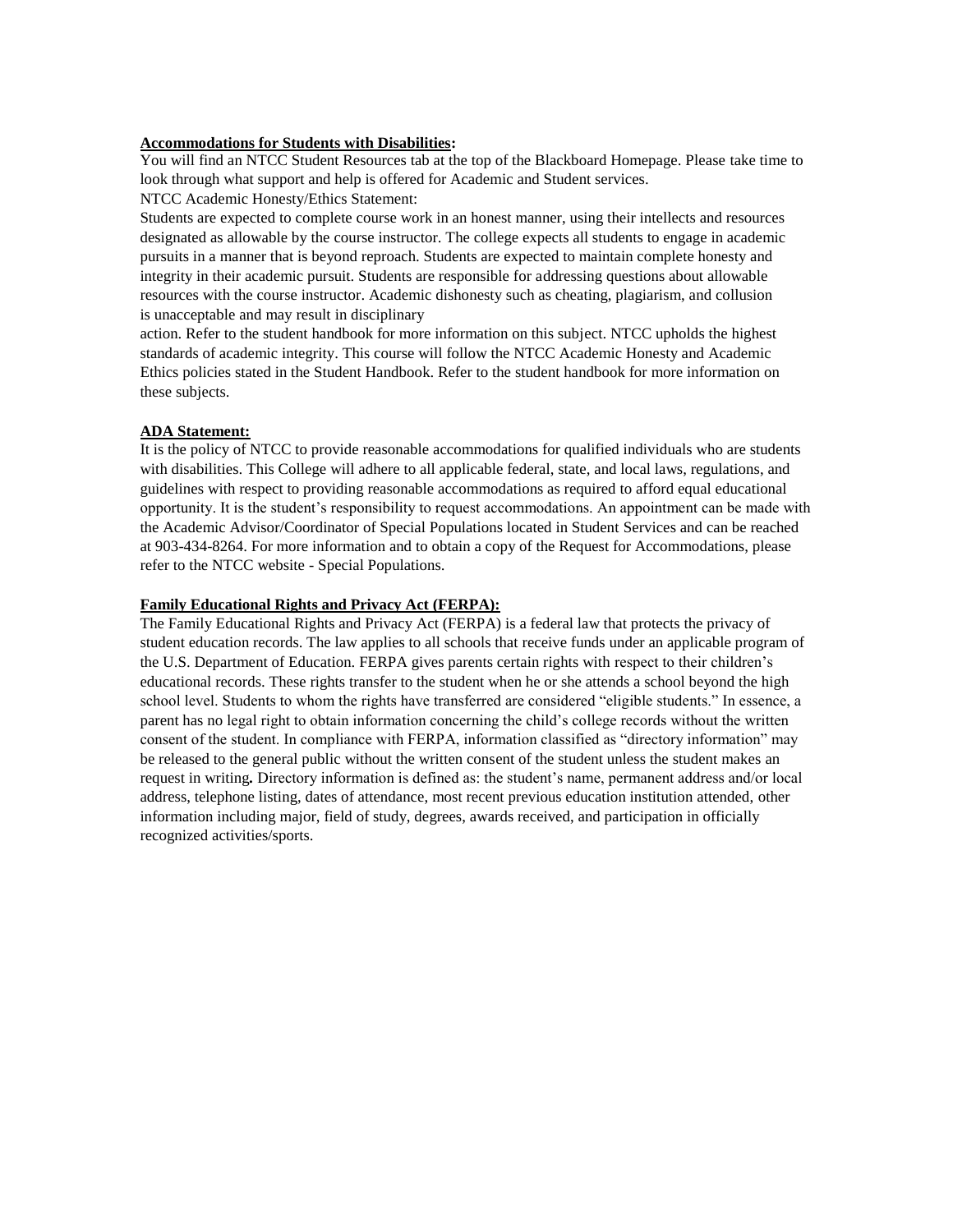**Accommodations for Students with Disabilities:**

You will find an NTCC Student Resources tab at the top of the Blackboard Homepage. Please take time to look through what support and help is offered for Academic and Student services.

NTCC Academic Honesty/Ethics Statement:

Students are expected to complete course work in an honest manner, using their intellects and resources designated as allowable by the course instructor. The college expects all students to engage in academic pursuits in a manner that is beyond reproach. Students are expected to maintain complete honesty and integrity in their academic pursuit. Students are responsible for addressing questions about allowable resources with the course instructor. Academic dishonesty such as cheating, plagiarism, and collusion is unacceptable and may result in disciplinary action. Refer to the student handbook for more information on this subject. NTCC upholds the highest standards of academic integrity. This course will follow the NTCC Academic Honesty and Academic Ethics policies stated in the Student Handbook. Refer to the student handbook for more information on these subjects.

**ADA Statement:**

It is the policy of NTCC to provide reasonable accommodations for qualified individuals who are students with disabilities. This College will adhere to all applicable federal, state, and local laws, regulations, and guidelines with respect to providing reasonable accommodations as required to afford equal educational opportunity. It is the student's responsibility to request accommodations. An appointment can be made with the Academic Advisor/Coordinator of Special Populations located in Student Services and can be reached at 903-434-8264. For more information and to obtain a copy of the Request for Accommodations, please refer to the NTCC website - Special Populations.

**Family Educational Rights and Privacy Act (FERPA):**

The Family Educational Rights and Privacy Act (FERPA) is a federal law that protects the privacy of student education records. The law applies to all schools that receive funds under an applicable program of the U.S. Department of Education. FERPA gives parents certain rights with respect to their children's educational records. These rights transfer to the student when he or she attends a school beyond the high school level. Students to whom the rights have transferred are considered "eligible students." In essence, a parent has no legal right to obtain information concerning the child's college records without the written consent of the student. In compliance with FERPA, information classified as "directory information" may be released to the general public without the written consent of the student unless the student makes an request in writing**.** Directory information is defined as: the student's name, permanent address and/or local address, telephone listing, dates of attendance, most recent previous education institution attended, other information including major, field of study, degrees, awards received, and participation in officially recognized activities/sports.